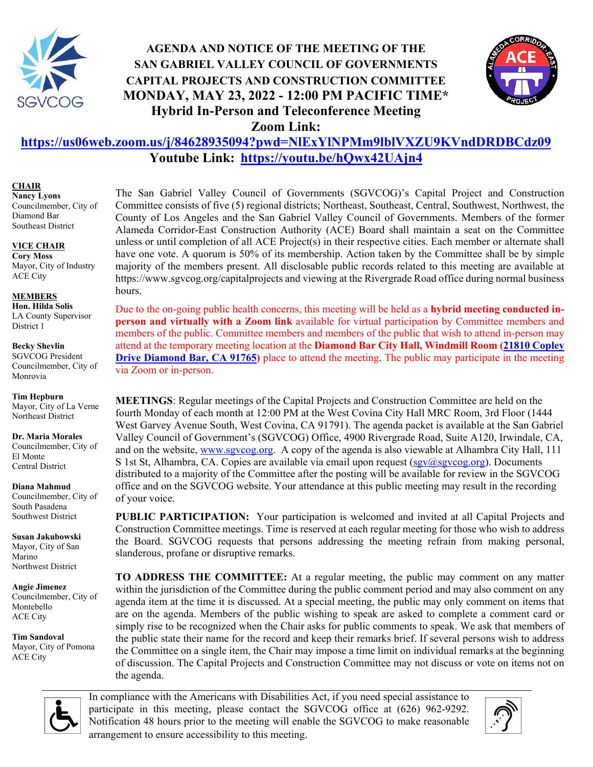# AGENDA AND NOTICE OF THE MEETING OF THE SAN GABRIEL VALLEY COUNCIL OF GOVERNMENTS CAPITAL PROJECTS AND CONSTRUCTION COMMITTEE

## MONDAY, MAY 23, 2022 - 12:00 PM PACIFIC TIME*

### Hybrid In-Person and Teleconference Meeting

**Zoom Link:** [https://us06web.zoom.us/j/84628935094?pwd=NlExYlNPMm9lblVXZU9KVndDRDBCdz09](https://us06web.zoom.us/j/84628935094?pwd=NlExYlNPMm9lblVXZU9KVndDRDBCdz09)

**Youtube Link:** [https://youtu.be/hQwx42UAjn4](https://youtu.be/hQwx42UAjn4)

**CHAIR**
**Nancy Lyons**
Councilmember, City of Diamond Bar
Southeast District

**VICE CHAIR**
**Cory Moss**
Mayor, City of Industry
ACE City

**MEMBERS**
**Hon. Hilda Solis**
LA County Supervisor
District 1

**Becky Shevlin**
SGVCOG President
Councilmember, City of Monrovia

**Tim Hepburn**
Mayor, City of La Verne
Northeast District

**Dr. Maria Morales**
Councilmember, City of El Monte
Central District

**Diana Mahmud**
Councilmember, City of South Pasadena
Southwest District

**Susan Jakubowski**
Mayor, City of San Marino
Northwest District

**Angie Jimenez**
Councilmember, City of Montebello
ACE City

**Tim Sandoval**
Mayor, City of Pomona
ACE City

The San Gabriel Valley Council of Governments (SGVCOG)'s Capital Project and Construction Committee consists of five (5) regional districts; Northeast, Southeast, Central, Southwest, Northwest, the County of Los Angeles and the San Gabriel Valley Council of Governments. Members of the former Alameda Corridor-East Construction Authority (ACE) Board shall maintain a seat on the Committee unless or until completion of all ACE Project(s) in their respective cities. Each member or alternate shall have one vote. A quorum is 50% of its membership. Action taken by the Committee shall be by simple majority of the members present. All disclosable public records related to this meeting are available at https://www.sgvcog.org/capitalprojects and viewing at the Rivergrade Road office during normal business hours.

Due to the on-going public health concerns, this meeting will be held as a **hybrid meeting conducted in-person and virtually with a Zoom link** available for virtual participation by Committee members and members of the public. Committee members and members of the public that wish to attend in-person may attend at the temporary meeting location at the **Diamond Bar City Hall, Windmill Room ([21810 Copley Drive Diamond Bar, CA 91765](#))** place to attend the meeting. The public may participate in the meeting via Zoom or in-person.

**MEETINGS**: Regular meetings of the Capital Projects and Construction Committee are held on the fourth Monday of each month at 12:00 PM at the West Covina City Hall MRC Room, 3rd Floor (1444 West Garvey Avenue South, West Covina, CA 91791). The agenda packet is available at the San Gabriel Valley Council of Government's (SGVCOG) Office, 4900 Rivergrade Road, Suite A120, Irwindale, CA, and on the website, [www.sgvcog.org](http://www.sgvcog.org). A copy of the agenda is also viewable at Alhambra City Hall, 111 S 1st St, Alhambra, CA. Copies are available via email upon request ([sgv@sgvcog.org](mailto:sgv@sgvcog.org)). Documents distributed to a majority of the Committee after the posting will be available for review in the SGVCOG office and on the SGVCOG website. Your attendance at this public meeting may result in the recording of your voice.

**PUBLIC PARTICIPATION:** Your participation is welcomed and invited at all Capital Projects and Construction Committee meetings. Time is reserved at each regular meeting for those who wish to address the Board. SGVCOG requests that persons addressing the meeting refrain from making personal, slanderous, profane or disruptive remarks.

**TO ADDRESS THE COMMITTEE:** At a regular meeting, the public may comment on any matter within the jurisdiction of the Committee during the public comment period and may also comment on any agenda item at the time it is discussed. At a special meeting, the public may only comment on items that are on the agenda. Members of the public wishing to speak are asked to complete a comment card or simply rise to be recognized when the Chair asks for public comments to speak. We ask that members of the public state their name for the record and keep their remarks brief. If several persons wish to address the Committee on a single item, the Chair may impose a time limit on individual remarks at the beginning of discussion. The Capital Projects and Construction Committee may not discuss or vote on items not on the agenda.

In compliance with the Americans with Disabilities Act, if you need special assistance to participate in this meeting, please contact the SGVCOG office at (626) 962-9292. Notification 48 hours prior to the meeting will enable the SGVCOG to make reasonable arrangement to ensure accessibility to this meeting.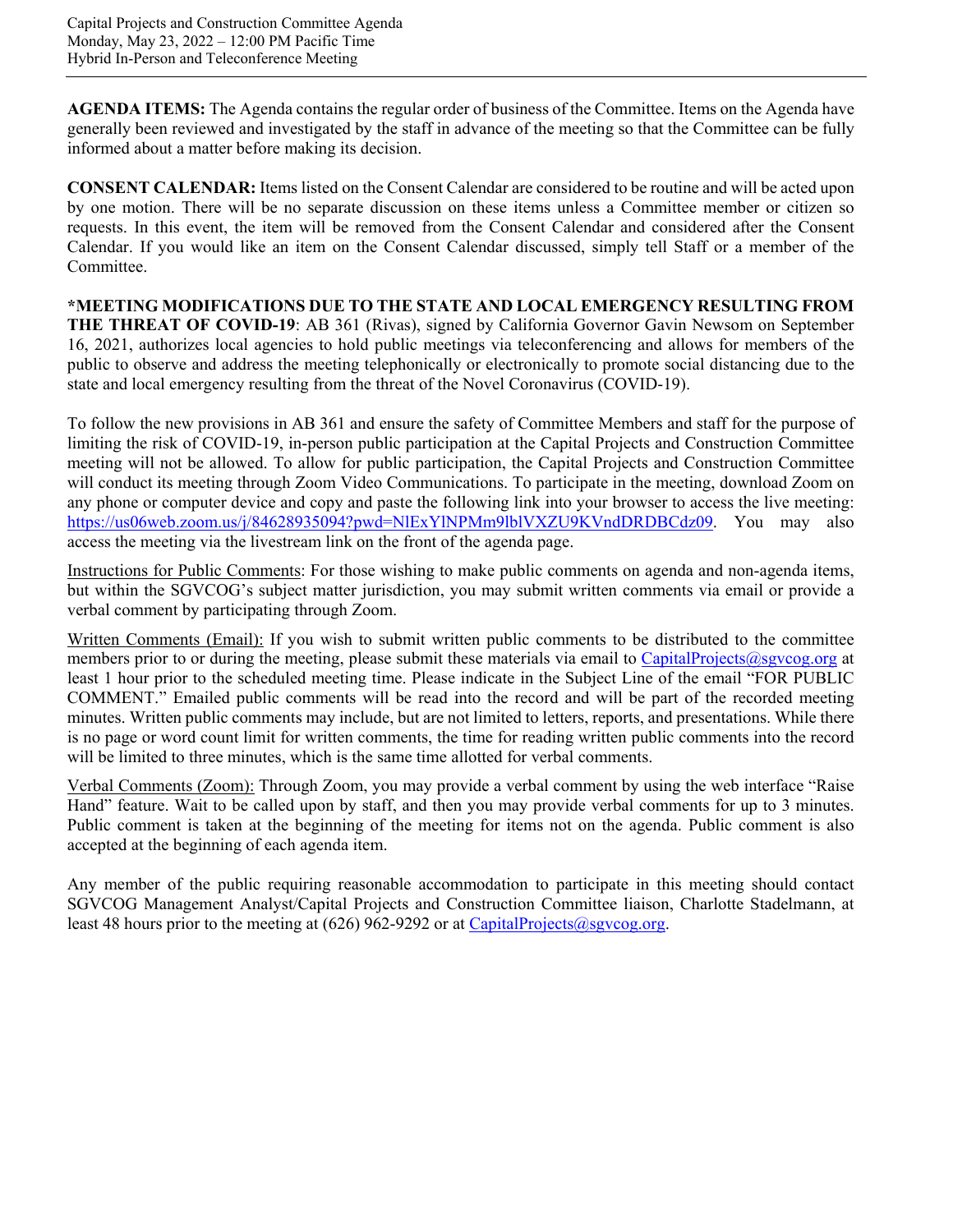**AGENDA ITEMS:** The Agenda contains the regular order of business of the Committee. Items on the Agenda have generally been reviewed and investigated by the staff in advance of the meeting so that the Committee can be fully informed about a matter before making its decision.

**CONSENT CALENDAR:** Items listed on the Consent Calendar are considered to be routine and will be acted upon by one motion. There will be no separate discussion on these items unless a Committee member or citizen so requests. In this event, the item will be removed from the Consent Calendar and considered after the Consent Calendar. If you would like an item on the Consent Calendar discussed, simply tell Staff or a member of the Committee.

**\*MEETING MODIFICATIONS DUE TO THE STATE AND LOCAL EMERGENCY RESULTING FROM THE THREAT OF COVID-19**: AB 361 (Rivas), signed by California Governor Gavin Newsom on September 16, 2021, authorizes local agencies to hold public meetings via teleconferencing and allows for members of the public to observe and address the meeting telephonically or electronically to promote social distancing due to the state and local emergency resulting from the threat of the Novel Coronavirus (COVID-19).

To follow the new provisions in AB 361 and ensure the safety of Committee Members and staff for the purpose of limiting the risk of COVID-19, in-person public participation at the Capital Projects and Construction Committee meeting will not be allowed. To allow for public participation, the Capital Projects and Construction Committee will conduct its meeting through Zoom Video Communications. To participate in the meeting, download Zoom on any phone or computer device and copy and paste the following link into your browser to access the live meeting: https://us06web.zoom.us/j/84628935094?pwd=NlExYlNPMm9lblVXZU9KVndDRDBCdz09. You may also access the meeting via the livestream link on the front of the agenda page.

Instructions for Public Comments: For those wishing to make public comments on agenda and non-agenda items, but within the SGVCOG's subject matter jurisdiction, you may submit written comments via email or provide a verbal comment by participating through Zoom.

Written Comments (Email): If you wish to submit written public comments to be distributed to the committee members prior to or during the meeting, please submit these materials via email to CapitalProjects@sgvcog.org at least 1 hour prior to the scheduled meeting time. Please indicate in the Subject Line of the email "FOR PUBLIC COMMENT." Emailed public comments will be read into the record and will be part of the recorded meeting minutes. Written public comments may include, but are not limited to letters, reports, and presentations. While there is no page or word count limit for written comments, the time for reading written public comments into the record will be limited to three minutes, which is the same time allotted for verbal comments.

Verbal Comments (Zoom): Through Zoom, you may provide a verbal comment by using the web interface "Raise Hand" feature. Wait to be called upon by staff, and then you may provide verbal comments for up to 3 minutes. Public comment is taken at the beginning of the meeting for items not on the agenda. Public comment is also accepted at the beginning of each agenda item.

Any member of the public requiring reasonable accommodation to participate in this meeting should contact SGVCOG Management Analyst/Capital Projects and Construction Committee liaison, Charlotte Stadelmann, at least 48 hours prior to the meeting at (626) 962-9292 or at CapitalProjects@sgvcog.org.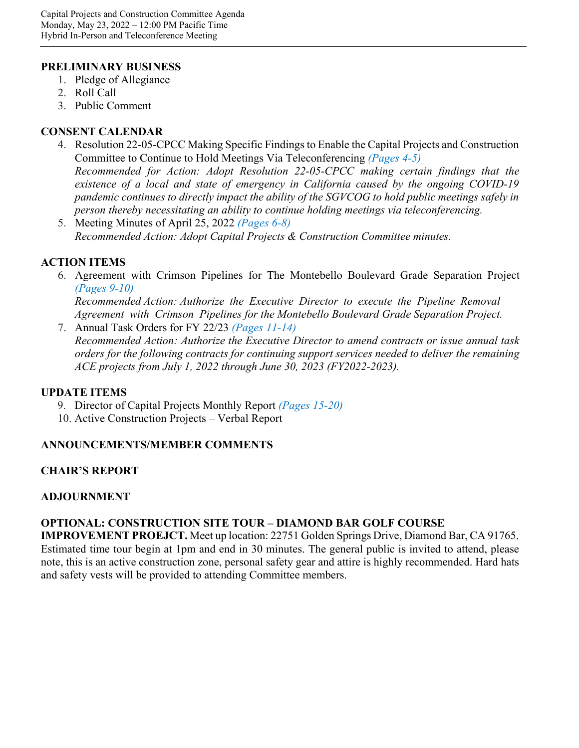**PRELIMINARY BUSINESS**

1. Pledge of Allegiance
2. Roll Call
3. Public Comment

**CONSENT CALENDAR**

4. Resolution 22-05-CPCC Making Specific Findings to Enable the Capital Projects and Construction Committee to Continue to Hold Meetings Via Teleconferencing *(Pages 4-5)*
*Recommended for Action: Adopt Resolution 22-05-CPCC making certain findings that the existence of a local and state of emergency in California caused by the ongoing COVID-19 pandemic continues to directly impact the ability of the SGVCOG to hold public meetings safely in person thereby necessitating an ability to continue holding meetings via teleconferencing.*
5. Meeting Minutes of April 25, 2022 *(Pages 6-8)*
*Recommended Action: Adopt Capital Projects & Construction Committee minutes.*

**ACTION ITEMS**

6. Agreement with Crimson Pipelines for The Montebello Boulevard Grade Separation Project *(Pages 9-10)*
*Recommended Action: Authorize the Executive Director to execute the Pipeline Removal Agreement with Crimson Pipelines for the Montebello Boulevard Grade Separation Project.*
7. Annual Task Orders for FY 22/23 *(Pages 11-14)*
*Recommended Action: Authorize the Executive Director to amend contracts or issue annual task orders for the following contracts for continuing support services needed to deliver the remaining ACE projects from July 1, 2022 through June 30, 2023 (FY2022-2023).*

**UPDATE ITEMS**

9. Director of Capital Projects Monthly Report *(Pages 15-20)*
10. Active Construction Projects – Verbal Report

**ANNOUNCEMENTS/MEMBER COMMENTS**

**CHAIR'S REPORT**

**ADJOURNMENT**

**OPTIONAL: CONSTRUCTION SITE TOUR – DIAMOND BAR GOLF COURSE IMPROVEMENT PROEJCT.** Meet up location: 22751 Golden Springs Drive, Diamond Bar, CA 91765. Estimated time tour begin at 1pm and end in 30 minutes. The general public is invited to attend, please note, this is an active construction zone, personal safety gear and attire is highly recommended. Hard hats and safety vests will be provided to attending Committee members.